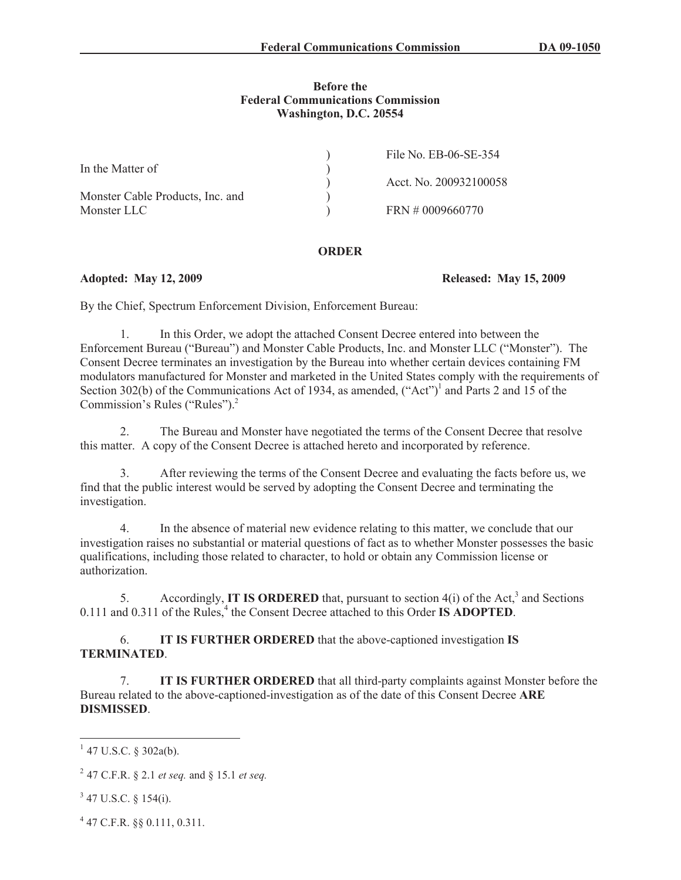**Before the**
**Federal Communications Commission**
**Washington, D.C. 20554**

| | | |
|---|---|---|
| In the Matter of | ) | File No. EB-06-SE-354 |
| | ) | |
| Monster Cable Products, Inc. and | ) | Acct. No. 200932100058 |
| Monster LLC | ) | FRN # 0009660770 |

## ORDER

**Adopted: May 12, 2009** **Released: May 15, 2009**

By the Chief, Spectrum Enforcement Division, Enforcement Bureau:

1. In this Order, we adopt the attached Consent Decree entered into between the Enforcement Bureau ("Bureau") and Monster Cable Products, Inc. and Monster LLC ("Monster"). The Consent Decree terminates an investigation by the Bureau into whether certain devices containing FM modulators manufactured for Monster and marketed in the United States comply with the requirements of Section 302(b) of the Communications Act of 1934, as amended, ("Act")[1] and Parts 2 and 15 of the Commission's Rules ("Rules").[2]

2. The Bureau and Monster have negotiated the terms of the Consent Decree that resolve this matter. A copy of the Consent Decree is attached hereto and incorporated by reference.

3. After reviewing the terms of the Consent Decree and evaluating the facts before us, we find that the public interest would be served by adopting the Consent Decree and terminating the investigation.

4. In the absence of material new evidence relating to this matter, we conclude that our investigation raises no substantial or material questions of fact as to whether Monster possesses the basic qualifications, including those related to character, to hold or obtain any Commission license or authorization.

5. Accordingly, **IT IS ORDERED** that, pursuant to section 4(i) of the Act,[3] and Sections 0.111 and 0.311 of the Rules,[4] the Consent Decree attached to this Order **IS ADOPTED**.

6. **IT IS FURTHER ORDERED** that the above-captioned investigation **IS TERMINATED**.

7. **IT IS FURTHER ORDERED** that all third-party complaints against Monster before the Bureau related to the above-captioned-investigation as of the date of this Consent Decree **ARE DISMISSED**.

---

[1] 47 U.S.C. § 302a(b).

[2] 47 C.F.R. § 2.1 *et seq.* and § 15.1 *et seq.*

[3] 47 U.S.C. § 154(i).

[4] 47 C.F.R. §§ 0.111, 0.311.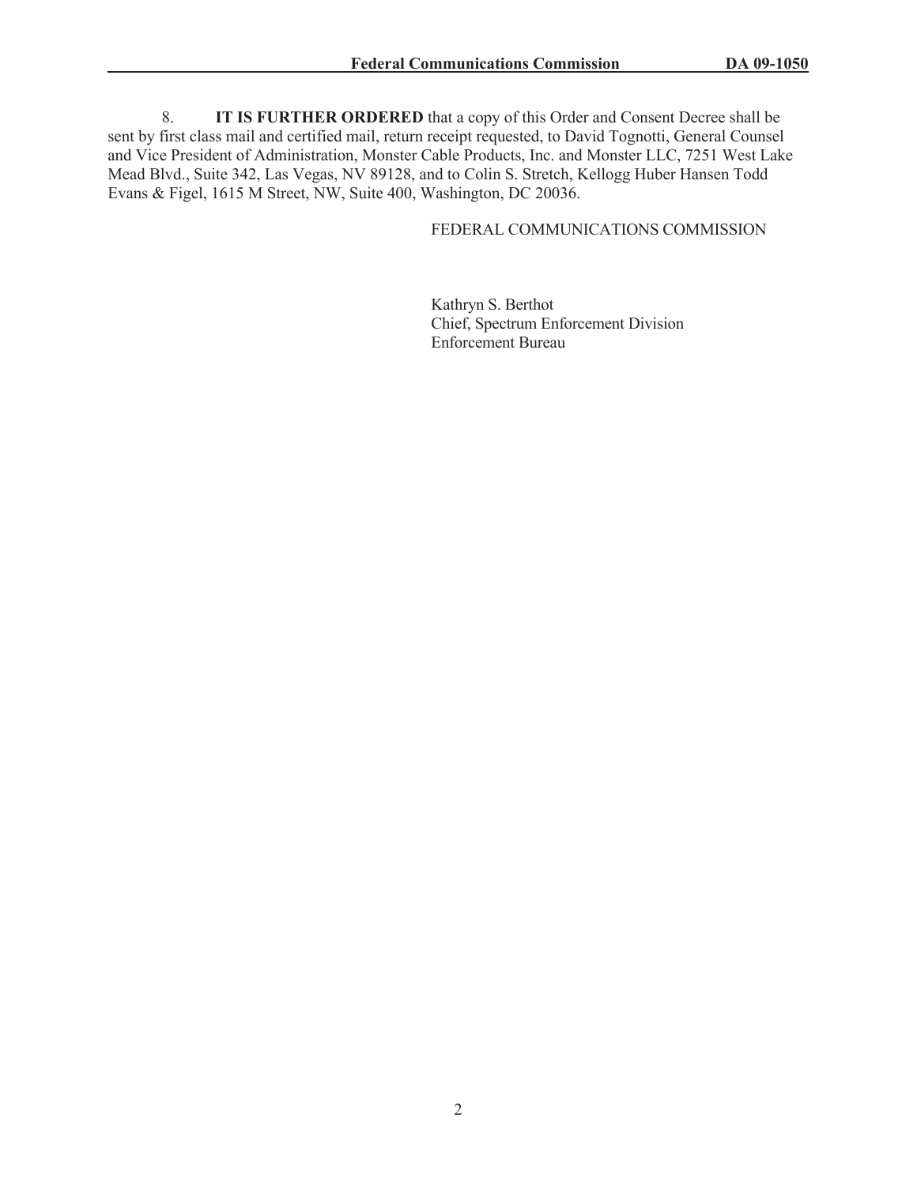8. **IT IS FURTHER ORDERED** that a copy of this Order and Consent Decree shall be sent by first class mail and certified mail, return receipt requested, to David Tognotti, General Counsel and Vice President of Administration, Monster Cable Products, Inc. and Monster LLC, 7251 West Lake Mead Blvd., Suite 342, Las Vegas, NV 89128, and to Colin S. Stretch, Kellogg Huber Hansen Todd Evans & Figel, 1615 M Street, NW, Suite 400, Washington, DC 20036.

FEDERAL COMMUNICATIONS COMMISSION

Kathryn S. Berthot
Chief, Spectrum Enforcement Division
Enforcement Bureau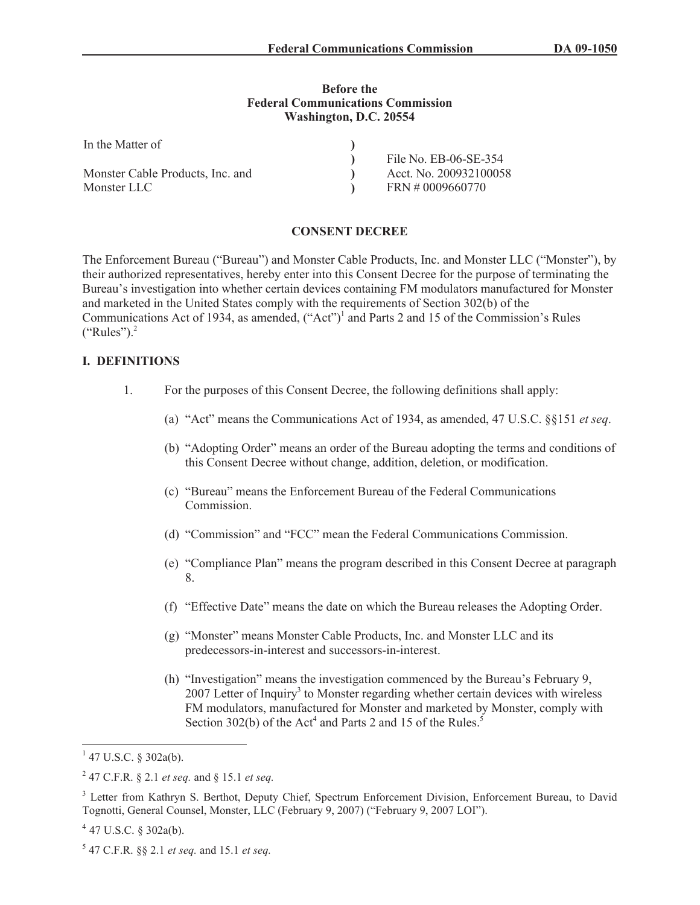**Before the**
**Federal Communications Commission**
**Washington, D.C. 20554**

| In the Matter of | ) | |
|---|---|---|
| | ) | File No. EB-06-SE-354 |
| Monster Cable Products, Inc. and | ) | Acct. No. 200932100058 |
| Monster LLC | ) | FRN # 0009660770 |

**CONSENT DECREE**

The Enforcement Bureau ("Bureau") and Monster Cable Products, Inc. and Monster LLC ("Monster"), by their authorized representatives, hereby enter into this Consent Decree for the purpose of terminating the Bureau's investigation into whether certain devices containing FM modulators manufactured for Monster and marketed in the United States comply with the requirements of Section 302(b) of the Communications Act of 1934, as amended, ("Act")[1] and Parts 2 and 15 of the Commission's Rules ("Rules").[2]

## I. DEFINITIONS

1. For the purposes of this Consent Decree, the following definitions shall apply:

   (a) "Act" means the Communications Act of 1934, as amended, 47 U.S.C. §§151 *et seq*.

   (b) "Adopting Order" means an order of the Bureau adopting the terms and conditions of this Consent Decree without change, addition, deletion, or modification.

   (c) "Bureau" means the Enforcement Bureau of the Federal Communications Commission.

   (d) "Commission" and "FCC" mean the Federal Communications Commission.

   (e) "Compliance Plan" means the program described in this Consent Decree at paragraph 8.

   (f) "Effective Date" means the date on which the Bureau releases the Adopting Order.

   (g) "Monster" means Monster Cable Products, Inc. and Monster LLC and its predecessors-in-interest and successors-in-interest.

   (h) "Investigation" means the investigation commenced by the Bureau's February 9, 2007 Letter of Inquiry[3] to Monster regarding whether certain devices with wireless FM modulators, manufactured for Monster and marketed by Monster, comply with Section 302(b) of the Act[4] and Parts 2 and 15 of the Rules.[5]

---

[1] 47 U.S.C. § 302a(b).

[2] 47 C.F.R. § 2.1 *et seq.* and § 15.1 *et seq.*

[3] Letter from Kathryn S. Berthot, Deputy Chief, Spectrum Enforcement Division, Enforcement Bureau, to David Tognotti, General Counsel, Monster, LLC (February 9, 2007) ("February 9, 2007 LOI").

[4] 47 U.S.C. § 302a(b).

[5] 47 C.F.R. §§ 2.1 *et seq.* and 15.1 *et seq.*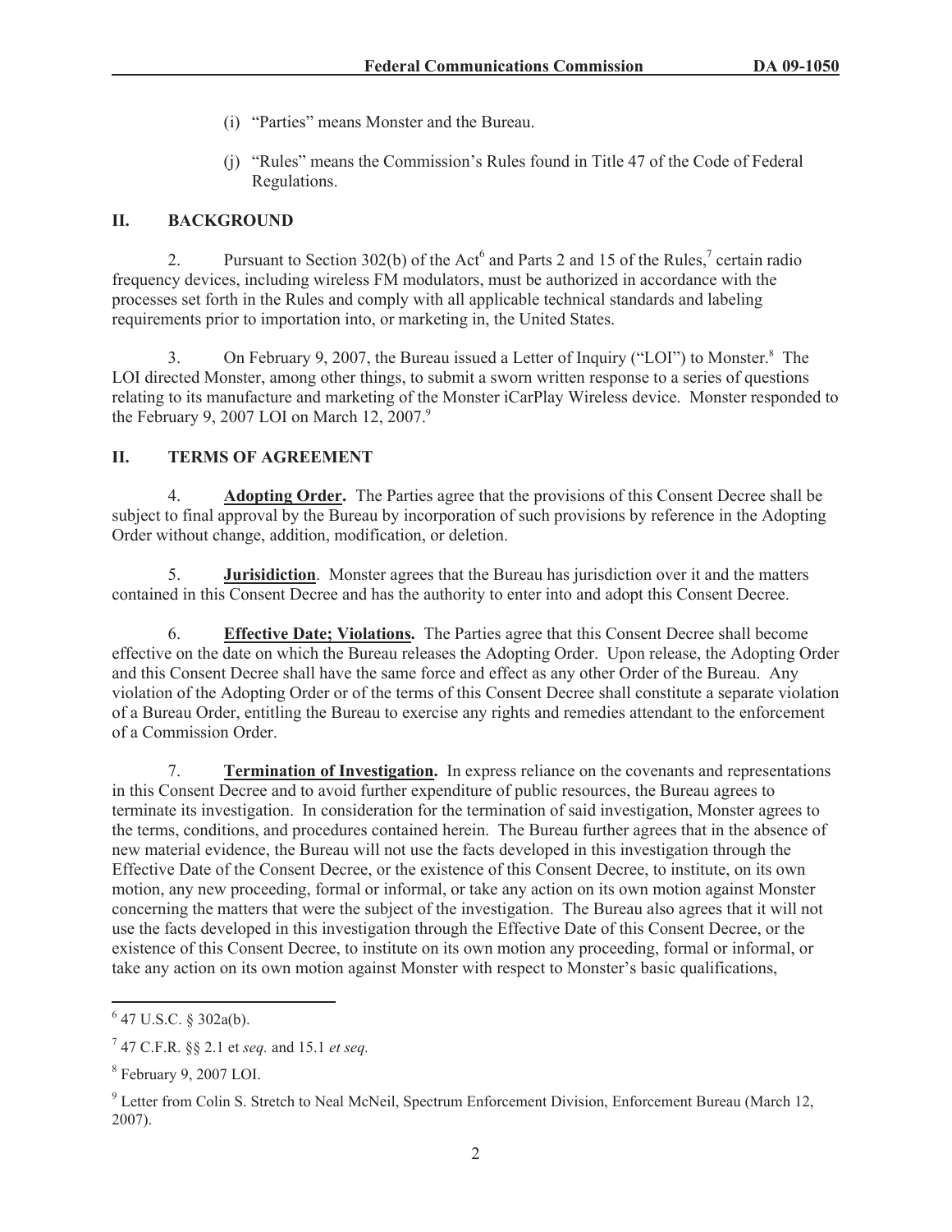(i) "Parties" means Monster and the Bureau.

(j) "Rules" means the Commission's Rules found in Title 47 of the Code of Federal Regulations.

## II. BACKGROUND

2. Pursuant to Section 302(b) of the Act[6] and Parts 2 and 15 of the Rules,[7] certain radio frequency devices, including wireless FM modulators, must be authorized in accordance with the processes set forth in the Rules and comply with all applicable technical standards and labeling requirements prior to importation into, or marketing in, the United States.

3. On February 9, 2007, the Bureau issued a Letter of Inquiry ("LOI") to Monster.[8] The LOI directed Monster, among other things, to submit a sworn written response to a series of questions relating to its manufacture and marketing of the Monster iCarPlay Wireless device. Monster responded to the February 9, 2007 LOI on March 12, 2007.[9]

## II. TERMS OF AGREEMENT

4. **Adopting Order.** The Parties agree that the provisions of this Consent Decree shall be subject to final approval by the Bureau by incorporation of such provisions by reference in the Adopting Order without change, addition, modification, or deletion.

5. **Jurisidiction**. Monster agrees that the Bureau has jurisdiction over it and the matters contained in this Consent Decree and has the authority to enter into and adopt this Consent Decree.

6. **Effective Date; Violations.** The Parties agree that this Consent Decree shall become effective on the date on which the Bureau releases the Adopting Order. Upon release, the Adopting Order and this Consent Decree shall have the same force and effect as any other Order of the Bureau. Any violation of the Adopting Order or of the terms of this Consent Decree shall constitute a separate violation of a Bureau Order, entitling the Bureau to exercise any rights and remedies attendant to the enforcement of a Commission Order.

7. **Termination of Investigation.** In express reliance on the covenants and representations in this Consent Decree and to avoid further expenditure of public resources, the Bureau agrees to terminate its investigation. In consideration for the termination of said investigation, Monster agrees to the terms, conditions, and procedures contained herein. The Bureau further agrees that in the absence of new material evidence, the Bureau will not use the facts developed in this investigation through the Effective Date of the Consent Decree, or the existence of this Consent Decree, to institute, on its own motion, any new proceeding, formal or informal, or take any action on its own motion against Monster concerning the matters that were the subject of the investigation. The Bureau also agrees that it will not use the facts developed in this investigation through the Effective Date of this Consent Decree, or the existence of this Consent Decree, to institute on its own motion any proceeding, formal or informal, or take any action on its own motion against Monster with respect to Monster's basic qualifications,

---

[6] 47 U.S.C. § 302a(b).

[7] 47 C.F.R. §§ 2.1 et *seq.* and 15.1 *et seq.*

[8] February 9, 2007 LOI.

[9] Letter from Colin S. Stretch to Neal McNeil, Spectrum Enforcement Division, Enforcement Bureau (March 12, 2007).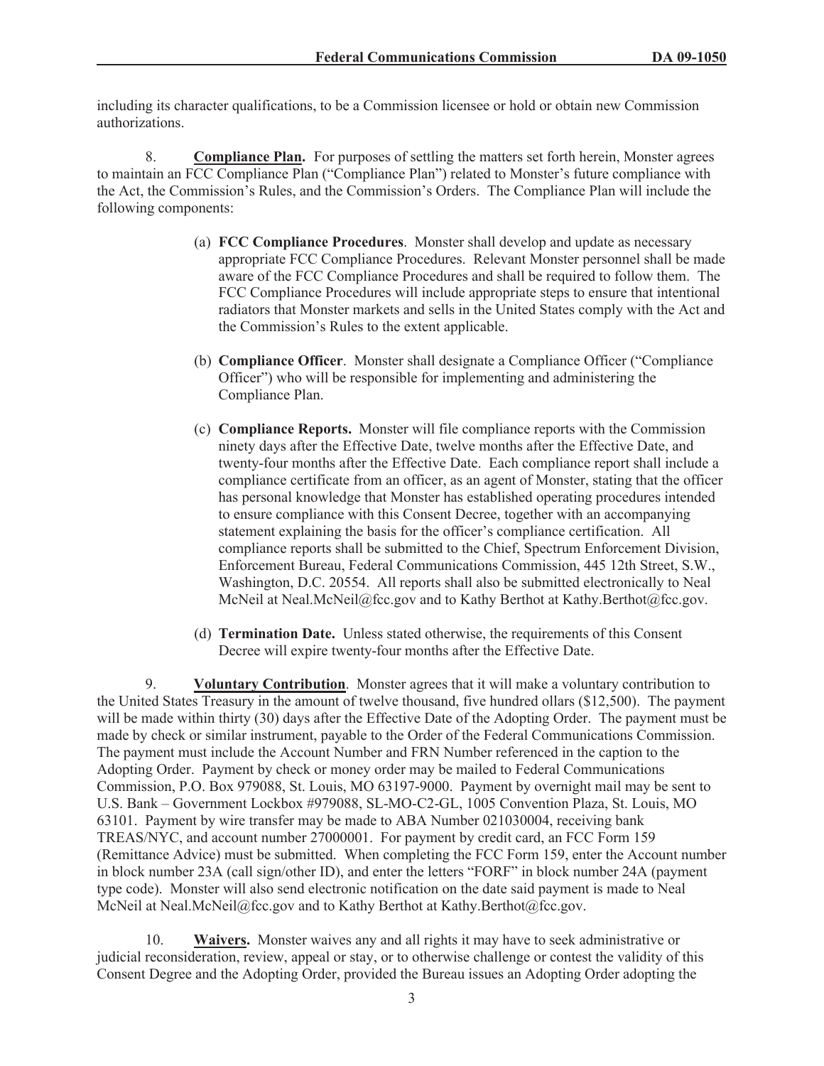including its character qualifications, to be a Commission licensee or hold or obtain new Commission authorizations.

8. **Compliance Plan.** For purposes of settling the matters set forth herein, Monster agrees to maintain an FCC Compliance Plan ("Compliance Plan") related to Monster's future compliance with the Act, the Commission's Rules, and the Commission's Orders. The Compliance Plan will include the following components:

(a) **FCC Compliance Procedures**. Monster shall develop and update as necessary appropriate FCC Compliance Procedures. Relevant Monster personnel shall be made aware of the FCC Compliance Procedures and shall be required to follow them. The FCC Compliance Procedures will include appropriate steps to ensure that intentional radiators that Monster markets and sells in the United States comply with the Act and the Commission's Rules to the extent applicable.

(b) **Compliance Officer**. Monster shall designate a Compliance Officer ("Compliance Officer") who will be responsible for implementing and administering the Compliance Plan.

(c) **Compliance Reports.** Monster will file compliance reports with the Commission ninety days after the Effective Date, twelve months after the Effective Date, and twenty-four months after the Effective Date. Each compliance report shall include a compliance certificate from an officer, as an agent of Monster, stating that the officer has personal knowledge that Monster has established operating procedures intended to ensure compliance with this Consent Decree, together with an accompanying statement explaining the basis for the officer's compliance certification. All compliance reports shall be submitted to the Chief, Spectrum Enforcement Division, Enforcement Bureau, Federal Communications Commission, 445 12th Street, S.W., Washington, D.C. 20554. All reports shall also be submitted electronically to Neal McNeil at Neal.McNeil@fcc.gov and to Kathy Berthot at Kathy.Berthot@fcc.gov.

(d) **Termination Date.** Unless stated otherwise, the requirements of this Consent Decree will expire twenty-four months after the Effective Date.

9. **Voluntary Contribution**. Monster agrees that it will make a voluntary contribution to the United States Treasury in the amount of twelve thousand, five hundred ollars ($12,500). The payment will be made within thirty (30) days after the Effective Date of the Adopting Order. The payment must be made by check or similar instrument, payable to the Order of the Federal Communications Commission. The payment must include the Account Number and FRN Number referenced in the caption to the Adopting Order. Payment by check or money order may be mailed to Federal Communications Commission, P.O. Box 979088, St. Louis, MO 63197-9000. Payment by overnight mail may be sent to U.S. Bank – Government Lockbox #979088, SL-MO-C2-GL, 1005 Convention Plaza, St. Louis, MO 63101. Payment by wire transfer may be made to ABA Number 021030004, receiving bank TREAS/NYC, and account number 27000001. For payment by credit card, an FCC Form 159 (Remittance Advice) must be submitted. When completing the FCC Form 159, enter the Account number in block number 23A (call sign/other ID), and enter the letters "FORF" in block number 24A (payment type code). Monster will also send electronic notification on the date said payment is made to Neal McNeil at Neal.McNeil@fcc.gov and to Kathy Berthot at Kathy.Berthot@fcc.gov.

10. **Waivers.** Monster waives any and all rights it may have to seek administrative or judicial reconsideration, review, appeal or stay, or to otherwise challenge or contest the validity of this Consent Degree and the Adopting Order, provided the Bureau issues an Adopting Order adopting the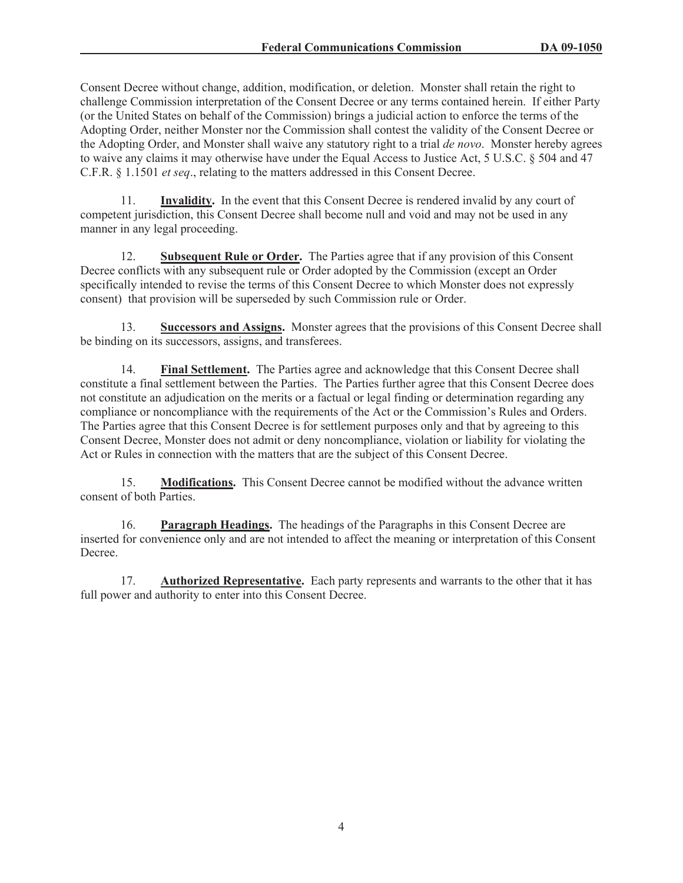Consent Decree without change, addition, modification, or deletion. Monster shall retain the right to challenge Commission interpretation of the Consent Decree or any terms contained herein. If either Party (or the United States on behalf of the Commission) brings a judicial action to enforce the terms of the Adopting Order, neither Monster nor the Commission shall contest the validity of the Consent Decree or the Adopting Order, and Monster shall waive any statutory right to a trial *de novo*. Monster hereby agrees to waive any claims it may otherwise have under the Equal Access to Justice Act, 5 U.S.C. § 504 and 47 C.F.R. § 1.1501 *et seq*., relating to the matters addressed in this Consent Decree.

11. **Invalidity.** In the event that this Consent Decree is rendered invalid by any court of competent jurisdiction, this Consent Decree shall become null and void and may not be used in any manner in any legal proceeding.

12. **Subsequent Rule or Order.** The Parties agree that if any provision of this Consent Decree conflicts with any subsequent rule or Order adopted by the Commission (except an Order specifically intended to revise the terms of this Consent Decree to which Monster does not expressly consent) that provision will be superseded by such Commission rule or Order.

13. **Successors and Assigns.** Monster agrees that the provisions of this Consent Decree shall be binding on its successors, assigns, and transferees.

14. **Final Settlement.** The Parties agree and acknowledge that this Consent Decree shall constitute a final settlement between the Parties. The Parties further agree that this Consent Decree does not constitute an adjudication on the merits or a factual or legal finding or determination regarding any compliance or noncompliance with the requirements of the Act or the Commission's Rules and Orders. The Parties agree that this Consent Decree is for settlement purposes only and that by agreeing to this Consent Decree, Monster does not admit or deny noncompliance, violation or liability for violating the Act or Rules in connection with the matters that are the subject of this Consent Decree.

15. **Modifications.** This Consent Decree cannot be modified without the advance written consent of both Parties.

16. **Paragraph Headings.** The headings of the Paragraphs in this Consent Decree are inserted for convenience only and are not intended to affect the meaning or interpretation of this Consent Decree.

17. **Authorized Representative.** Each party represents and warrants to the other that it has full power and authority to enter into this Consent Decree.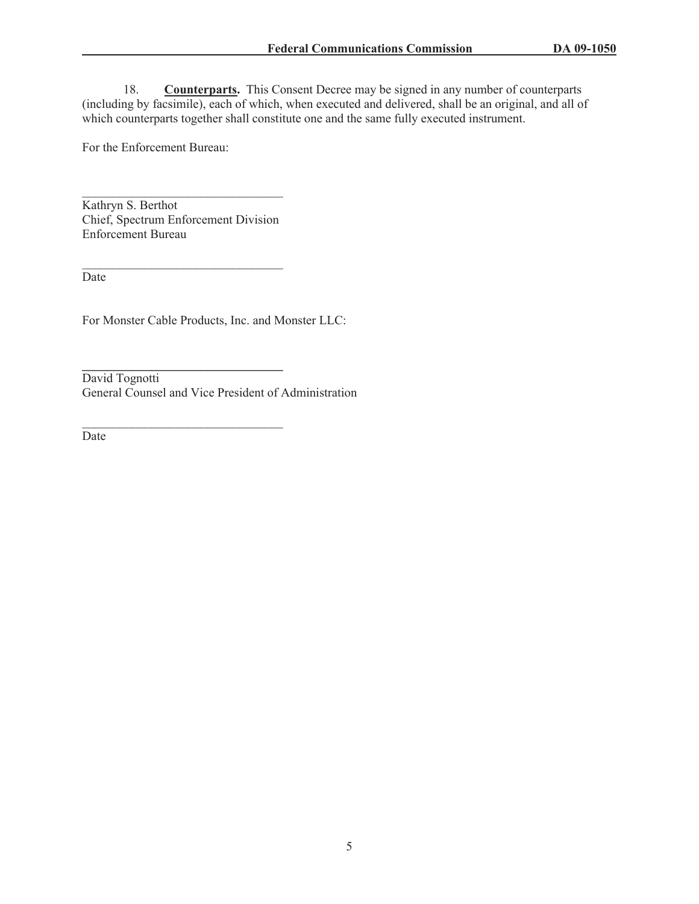18. **Counterparts.** This Consent Decree may be signed in any number of counterparts (including by facsimile), each of which, when executed and delivered, shall be an original, and all of which counterparts together shall constitute one and the same fully executed instrument.

For the Enforcement Bureau:

\_\_\_\_\_\_\_\_\_\_\_\_\_\_\_\_\_\_\_\_\_\_\_\_\_\_\_\_\_\_\_\_

Kathryn S. Berthot
Chief, Spectrum Enforcement Division
Enforcement Bureau

\_\_\_\_\_\_\_\_\_\_\_\_\_\_\_\_\_\_\_\_\_\_\_\_\_\_\_\_\_\_\_\_

Date

For Monster Cable Products, Inc. and Monster LLC:

\_\_\_\_\_\_\_\_\_\_\_\_\_\_\_\_\_\_\_\_\_\_\_\_\_\_\_\_\_\_\_\_

David Tognotti
General Counsel and Vice President of Administration

\_\_\_\_\_\_\_\_\_\_\_\_\_\_\_\_\_\_\_\_\_\_\_\_\_\_\_\_\_\_\_\_

Date